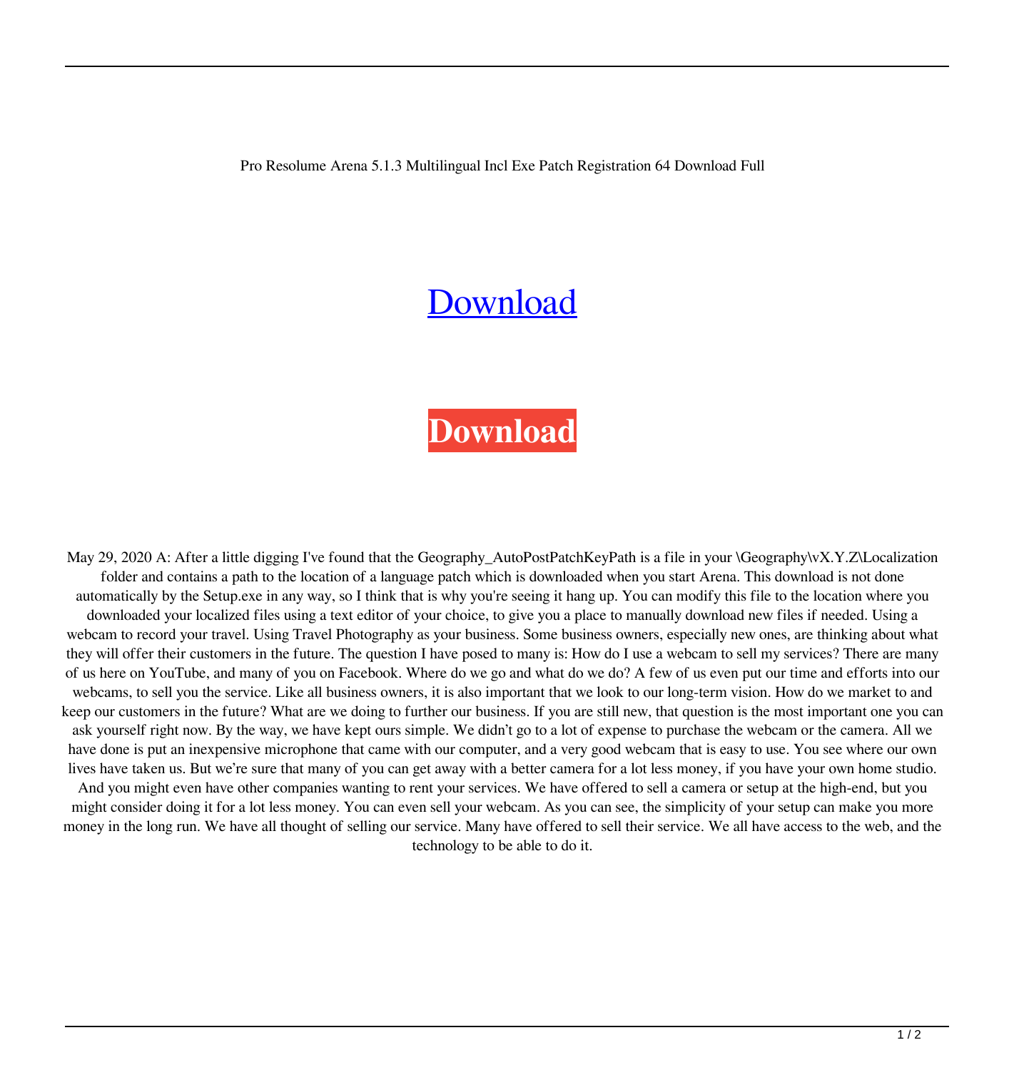Pro Resolume Arena 5.1.3 Multilingual Incl Exe Patch Registration 64 Download Full

Download

**Download**

May 29, 2020 A: After a little digging I've found that the Geography_AutoPostPatchKeyPath is a file in your \Geography\vX.Y.Z\Localization folder and contains a path to the location of a language patch which is downloaded when you start Arena. This download is not done automatically by the Setup.exe in any way, so I think that is why you're seeing it hang up. You can modify this file to the location where you downloaded your localized files using a text editor of your choice, to give you a place to manually download new files if needed. Using a webcam to record your travel. Using Travel Photography as your business. Some business owners, especially new ones, are thinking about what they will offer their customers in the future. The question I have posed to many is: How do I use a webcam to sell my services? There are many of us here on YouTube, and many of you on Facebook. Where do we go and what do we do? A few of us even put our time and efforts into our webcams, to sell you the service. Like all business owners, it is also important that we look to our long-term vision. How do we market to and keep our customers in the future? What are we doing to further our business. If you are still new, that question is the most important one you can ask yourself right now. By the way, we have kept ours simple. We didn't go to a lot of expense to purchase the webcam or the camera. All we have done is put an inexpensive microphone that came with our computer, and a very good webcam that is easy to use. You see where our own lives have taken us. But we're sure that many of you can get away with a better camera for a lot less money, if you have your own home studio. And you might even have other companies wanting to rent your services. We have offered to sell a camera or setup at the high-end, but you might consider doing it for a lot less money. You can even sell your webcam. As you can see, the simplicity of your setup can make you more money in the long run. We have all thought of selling our service. Many have offered to sell their service. We all have access to the web, and the technology to be able to do it.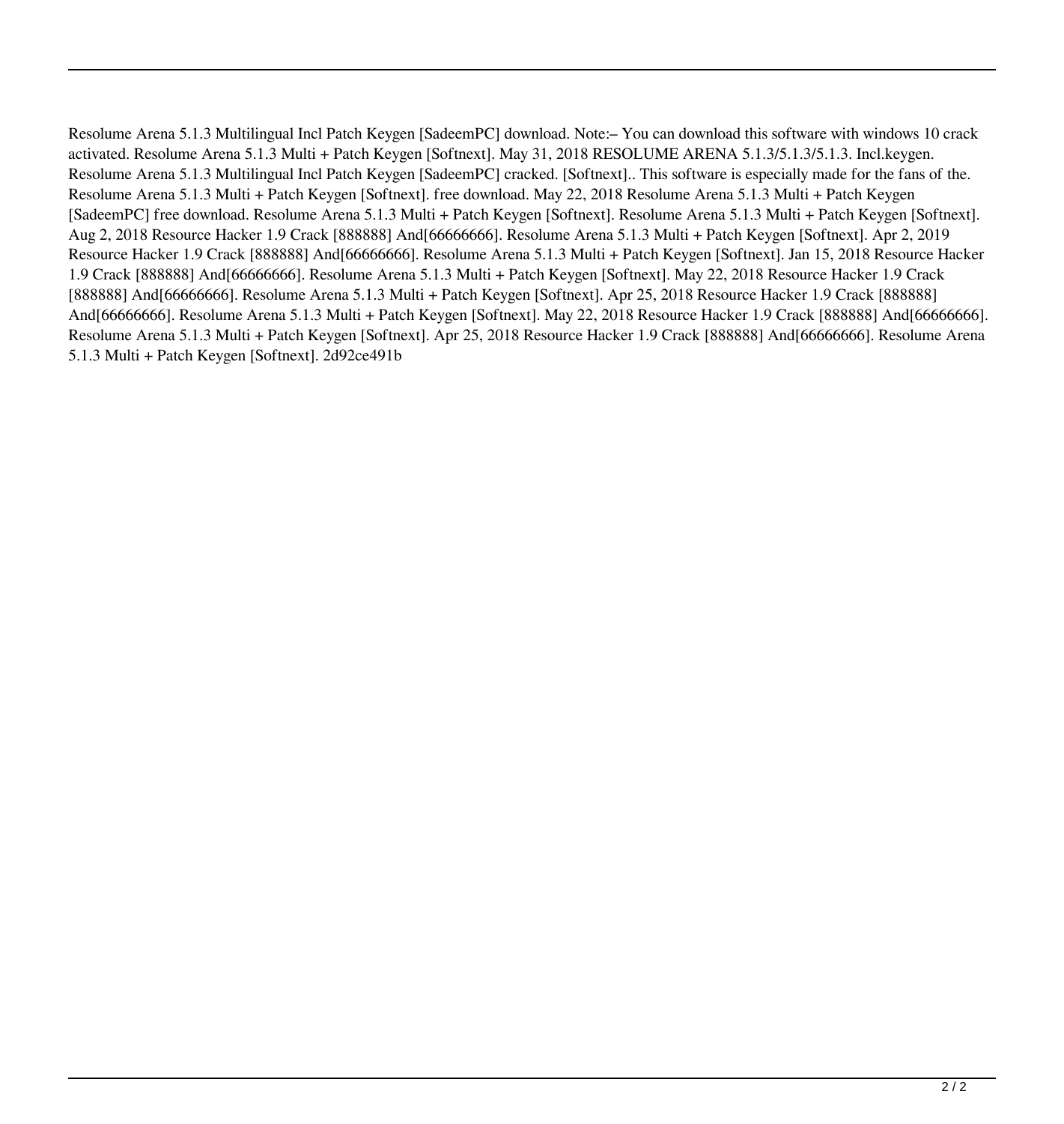Resolume Arena 5.1.3 Multilingual Incl Patch Keygen [SadeemPC] download. Note:– You can download this software with windows 10 crack activated. Resolume Arena 5.1.3 Multi + Patch Keygen [Softnext]. May 31, 2018 RESOLUME ARENA 5.1.3/5.1.3/5.1.3. Incl.keygen. Resolume Arena 5.1.3 Multilingual Incl Patch Keygen [SadeemPC] cracked. [Softnext].. This software is especially made for the fans of the. Resolume Arena 5.1.3 Multi + Patch Keygen [Softnext]. free download. May 22, 2018 Resolume Arena 5.1.3 Multi + Patch Keygen [SadeemPC] free download. Resolume Arena 5.1.3 Multi + Patch Keygen [Softnext]. Resolume Arena 5.1.3 Multi + Patch Keygen [Softnext]. Aug 2, 2018 Resource Hacker 1.9 Crack [888888] And[66666666]. Resolume Arena 5.1.3 Multi + Patch Keygen [Softnext]. Apr 2, 2019 Resource Hacker 1.9 Crack [888888] And[66666666]. Resolume Arena 5.1.3 Multi + Patch Keygen [Softnext]. Jan 15, 2018 Resource Hacker 1.9 Crack [888888] And[66666666]. Resolume Arena 5.1.3 Multi + Patch Keygen [Softnext]. May 22, 2018 Resource Hacker 1.9 Crack [888888] And[66666666]. Resolume Arena 5.1.3 Multi + Patch Keygen [Softnext]. Apr 25, 2018 Resource Hacker 1.9 Crack [888888] And[66666666]. Resolume Arena 5.1.3 Multi + Patch Keygen [Softnext]. May 22, 2018 Resource Hacker 1.9 Crack [888888] And[66666666]. Resolume Arena 5.1.3 Multi + Patch Keygen [Softnext]. Apr 25, 2018 Resource Hacker 1.9 Crack [888888] And[66666666]. Resolume Arena 5.1.3 Multi + Patch Keygen [Softnext]. 2d92ce491b